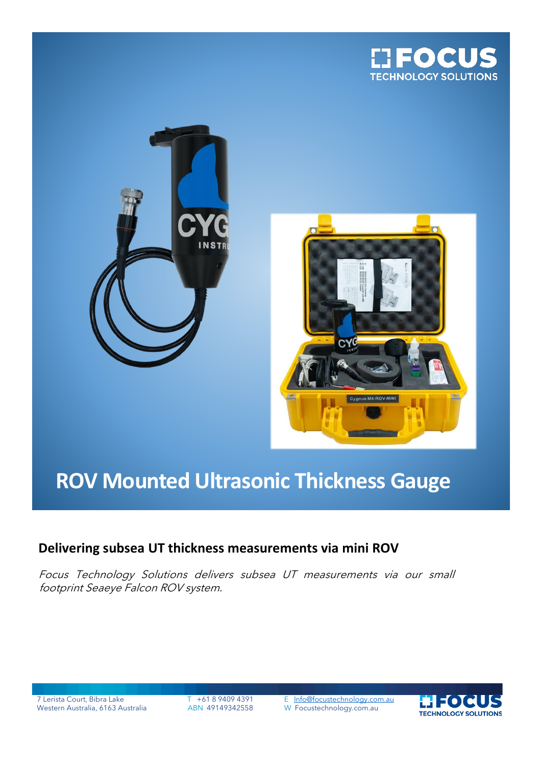# ROV Mounted Ultrasonic Thickness Gauge

## Delivering subsea UT thickness measurements via mini ROV

*Focus Technology Solutions delivers subsea UT measurements via our small footprint Seaeye Falcon ROV system.*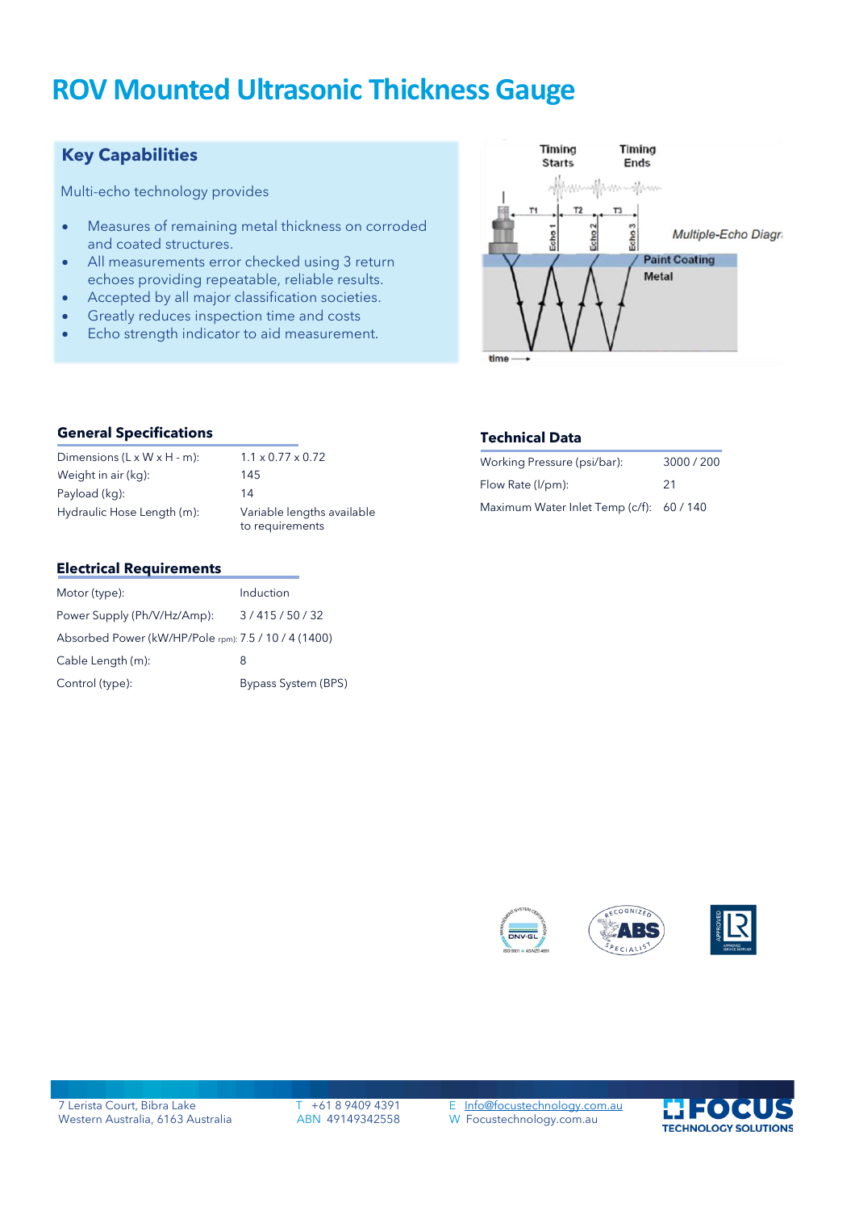# ROV Mounted Ultrasonic Thickness Gauge

## Key Capabilities

Multi-echo technology provides

- Measures of remaining metal thickness on corroded and coated structures.
- All measurements error checked using 3 return echoes providing repeatable, reliable results.
- Accepted by all major classification societies.
- Greatly reduces inspection time and costs
- Echo strength indicator to aid measurement.

Timing Starts
Timing Ends
T1
T2
T3
Echo 1
Echo 2
Echo 3
Multiple-Echo Diagr
Paint Coating
Metal
time

## General Specifications

| | |
|---|---|
| Dimensions (L x W x H - m): | 1.1 x 0.77 x 0.72 |
| Weight in air (kg): | 145 |
| Payload (kg): | 14 |
| Hydraulic Hose Length (m): | Variable lengths available to requirements |

## Electrical Requirements

| | |
|---|---|
| Motor (type): | Induction |
| Power Supply (Ph/V/Hz/Amp): | 3 / 415 / 50 / 32 |
| Absorbed Power (kW/HP/Pole rpm): | 7.5 / 10 / 4 (1400) |
| Cable Length (m): | 8 |
| Control (type): | Bypass System (BPS) |

## Technical Data

| | |
|---|---|
| Working Pressure (psi/bar): | 3000 / 200 |
| Flow Rate (l/pm): | 21 |
| Maximum Water Inlet Temp (c/f): | 60 / 140 |

7 Lerista Court, Bibra Lake
Western Australia, 6163 Australia

T +61 8 9409 4391
ABN 49149342558

E Info@focustechnology.com.au
W Focustechnology.com.au

FOCUS TECHNOLOGY SOLUTIONS